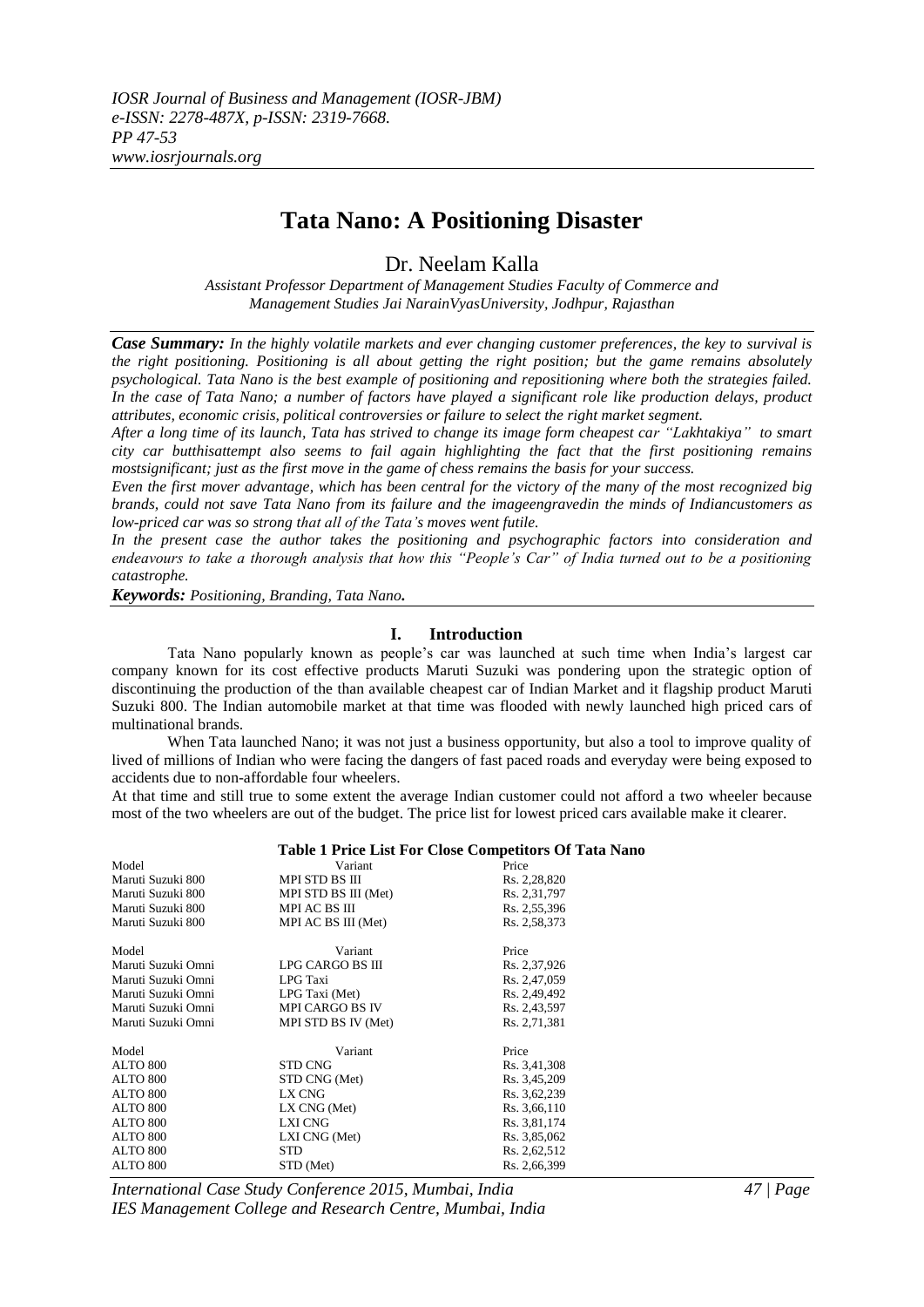*IOSR Journal of Business and Management (IOSR-JBM)*
*e-ISSN: 2278-487X, p-ISSN: 2319-7668.*
*PP 47-53*
*www.iosrjournals.org*

# Tata Nano: A Positioning Disaster

Dr. Neelam Kalla

*Assistant Professor Department of Management Studies Faculty of Commerce and Management Studies Jai NarainVyasUniversity, Jodhpur, Rajasthan*

***Case Summary:*** *In the highly volatile markets and ever changing customer preferences, the key to survival is the right positioning. Positioning is all about getting the right position; but the game remains absolutely psychological. Tata Nano is the best example of positioning and repositioning where both the strategies failed. In the case of Tata Nano; a number of factors have played a significant role like production delays, product attributes, economic crisis, political controversies or failure to select the right market segment.*

*After a long time of its launch, Tata has strived to change its image form cheapest car "Lakhtakiya" to smart city car butthisattempt also seems to fail again highlighting the fact that the first positioning remains mostsignificant; just as the first move in the game of chess remains the basis for your success.*

*Even the first mover advantage, which has been central for the victory of the many of the most recognized big brands, could not save Tata Nano from its failure and the imageengravedin the minds of Indiancustomers as low-priced car was so strong that all of the Tata's moves went futile.*

*In the present case the author takes the positioning and psychographic factors into consideration and endeavours to take a thorough analysis that how this "People's Car" of India turned out to be a positioning catastrophe.*

***Keywords:*** *Positioning, Branding, Tata Nano.*

## I. Introduction

Tata Nano popularly known as people's car was launched at such time when India's largest car company known for its cost effective products Maruti Suzuki was pondering upon the strategic option of discontinuing the production of the than available cheapest car of Indian Market and it flagship product Maruti Suzuki 800. The Indian automobile market at that time was flooded with newly launched high priced cars of multinational brands.

When Tata launched Nano; it was not just a business opportunity, but also a tool to improve quality of lived of millions of Indian who were facing the dangers of fast paced roads and everyday were being exposed to accidents due to non-affordable four wheelers.

At that time and still true to some extent the average Indian customer could not afford a two wheeler because most of the two wheelers are out of the budget. The price list for lowest priced cars available make it clearer.

**Table 1 Price List For Close Competitors Of Tata Nano**

| Model | Variant | Price |
|---|---|---|
| Maruti Suzuki 800 | MPI STD BS III | Rs. 2,28,820 |
| Maruti Suzuki 800 | MPI STD BS III (Met) | Rs. 2,31,797 |
| Maruti Suzuki 800 | MPI AC BS III | Rs. 2,55,396 |
| Maruti Suzuki 800 | MPI AC BS III (Met) | Rs. 2,58,373 |
| Model | Variant | Price |
| Maruti Suzuki Omni | LPG CARGO BS III | Rs. 2,37,926 |
| Maruti Suzuki Omni | LPG Taxi | Rs. 2,47,059 |
| Maruti Suzuki Omni | LPG Taxi (Met) | Rs. 2,49,492 |
| Maruti Suzuki Omni | MPI CARGO BS IV | Rs. 2,43,597 |
| Maruti Suzuki Omni | MPI STD BS IV (Met) | Rs. 2,71,381 |
| Model | Variant | Price |
| ALTO 800 | STD CNG | Rs. 3,41,308 |
| ALTO 800 | STD CNG (Met) | Rs. 3,45,209 |
| ALTO 800 | LX CNG | Rs. 3,62,239 |
| ALTO 800 | LX CNG (Met) | Rs. 3,66,110 |
| ALTO 800 | LXI CNG | Rs. 3,81,174 |
| ALTO 800 | LXI CNG (Met) | Rs. 3,85,062 |
| ALTO 800 | STD | Rs. 2,62,512 |
| ALTO 800 | STD (Met) | Rs. 2,66,399 |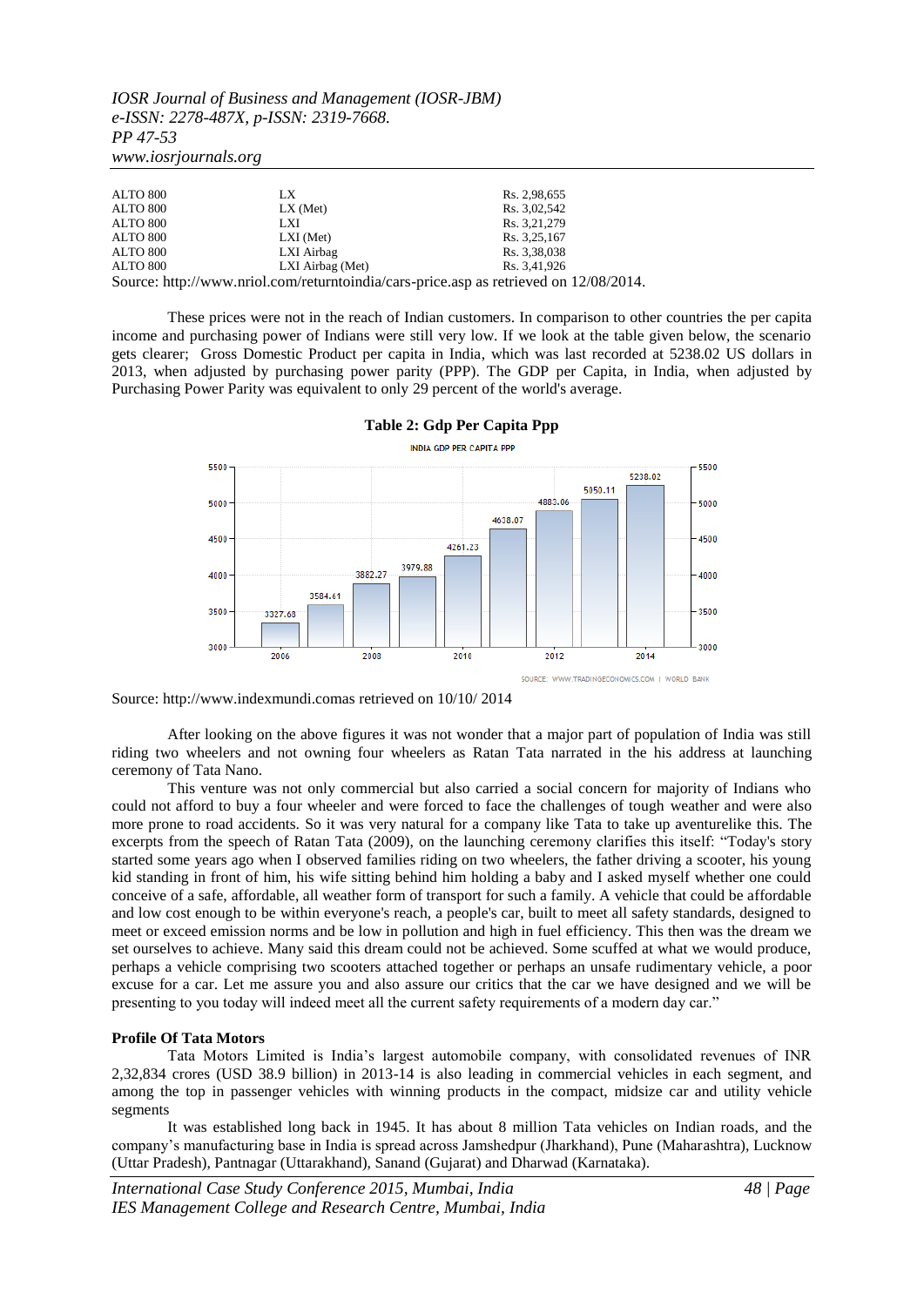| | | |
|---|---|---|
| ALTO 800 | LX | Rs. 2,98,655 |
| ALTO 800 | LX (Met) | Rs. 3,02,542 |
| ALTO 800 | LXI | Rs. 3,21,279 |
| ALTO 800 | LXI (Met) | Rs. 3,25,167 |
| ALTO 800 | LXI Airbag | Rs. 3,38,038 |
| ALTO 800 | LXI Airbag (Met) | Rs. 3,41,926 |

Source: http://www.nriol.com/returntoindia/cars-price.asp as retrieved on 12/08/2014.

These prices were not in the reach of Indian customers. In comparison to other countries the per capita income and purchasing power of Indians were still very low. If we look at the table given below, the scenario gets clearer; Gross Domestic Product per capita in India, which was last recorded at 5238.02 US dollars in 2013, when adjusted by purchasing power parity (PPP). The GDP per Capita, in India, when adjusted by Purchasing Power Parity was equivalent to only 29 percent of the world's average.

**Table 2: Gdp Per Capita Ppp**

INDIA GDP PER CAPITA PPP

3327.68
3584.61
3882.27
3979.88
4261.23
4638.07
4883.06
5050.11
5238.02

3000
3500
4000
4500
5000
5500

2006
2008
2010
2012
2014

SOURCE: WWW.TRADINGECONOMICS.COM | WORLD BANK

Source: http://www.indexmundi.comas retrieved on 10/10/ 2014

After looking on the above figures it was not wonder that a major part of population of India was still riding two wheelers and not owning four wheelers as Ratan Tata narrated in the his address at launching ceremony of Tata Nano.

This venture was not only commercial but also carried a social concern for majority of Indians who could not afford to buy a four wheeler and were forced to face the challenges of tough weather and were also more prone to road accidents. So it was very natural for a company like Tata to take up aventurelike this. The excerpts from the speech of Ratan Tata (2009), on the launching ceremony clarifies this itself: "Today's story started some years ago when I observed families riding on two wheelers, the father driving a scooter, his young kid standing in front of him, his wife sitting behind him holding a baby and I asked myself whether one could conceive of a safe, affordable, all weather form of transport for such a family. A vehicle that could be affordable and low cost enough to be within everyone's reach, a people's car, built to meet all safety standards, designed to meet or exceed emission norms and be low in pollution and high in fuel efficiency. This then was the dream we set ourselves to achieve. Many said this dream could not be achieved. Some scuffed at what we would produce, perhaps a vehicle comprising two scooters attached together or perhaps an unsafe rudimentary vehicle, a poor excuse for a car. Let me assure you and also assure our critics that the car we have designed and we will be presenting to you today will indeed meet all the current safety requirements of a modern day car."

**Profile Of Tata Motors**

Tata Motors Limited is India's largest automobile company, with consolidated revenues of INR 2,32,834 crores (USD 38.9 billion) in 2013-14 is also leading in commercial vehicles in each segment, and among the top in passenger vehicles with winning products in the compact, midsize car and utility vehicle segments

It was established long back in 1945. It has about 8 million Tata vehicles on Indian roads, and the company's manufacturing base in India is spread across Jamshedpur (Jharkhand), Pune (Maharashtra), Lucknow (Uttar Pradesh), Pantnagar (Uttarakhand), Sanand (Gujarat) and Dharwad (Karnataka).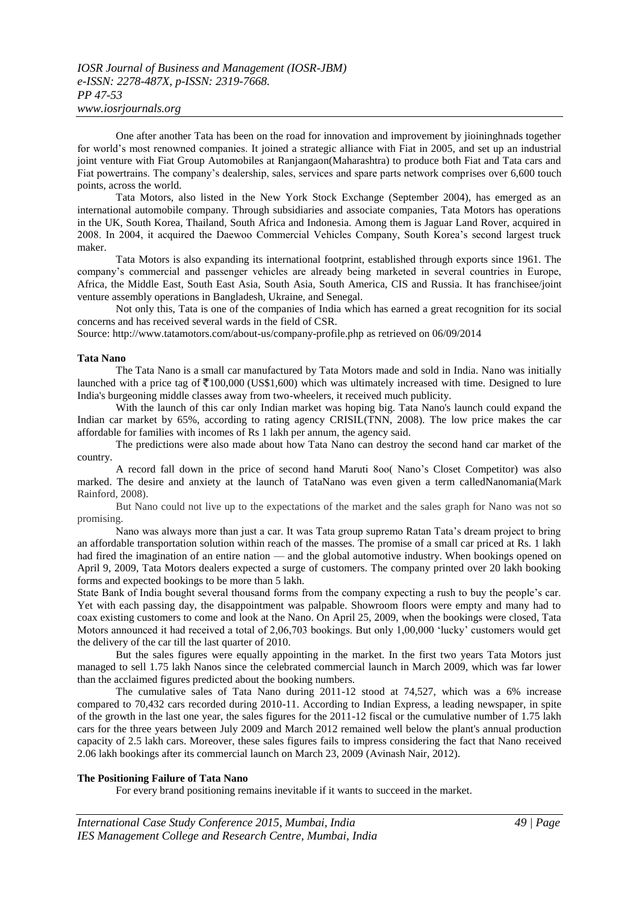One after another Tata has been on the road for innovation and improvement by jioininghnads together for world's most renowned companies. It joined a strategic alliance with Fiat in 2005, and set up an industrial joint venture with Fiat Group Automobiles at Ranjangaon(Maharashtra) to produce both Fiat and Tata cars and Fiat powertrains. The company's dealership, sales, services and spare parts network comprises over 6,600 touch points, across the world.

Tata Motors, also listed in the New York Stock Exchange (September 2004), has emerged as an international automobile company. Through subsidiaries and associate companies, Tata Motors has operations in the UK, South Korea, Thailand, South Africa and Indonesia. Among them is Jaguar Land Rover, acquired in 2008. In 2004, it acquired the Daewoo Commercial Vehicles Company, South Korea's second largest truck maker.

Tata Motors is also expanding its international footprint, established through exports since 1961. The company's commercial and passenger vehicles are already being marketed in several countries in Europe, Africa, the Middle East, South East Asia, South Asia, South America, CIS and Russia. It has franchisee/joint venture assembly operations in Bangladesh, Ukraine, and Senegal.

Not only this, Tata is one of the companies of India which has earned a great recognition for its social concerns and has received several wards in the field of CSR.

Source: http://www.tatamotors.com/about-us/company-profile.php as retrieved on 06/09/2014

**Tata Nano**

The Tata Nano is a small car manufactured by Tata Motors made and sold in India. Nano was initially launched with a price tag of ₹100,000 (US$1,600) which was ultimately increased with time. Designed to lure India's burgeoning middle classes away from two-wheelers, it received much publicity.

With the launch of this car only Indian market was hoping big. Tata Nano's launch could expand the Indian car market by 65%, according to rating agency CRISIL(TNN, 2008). The low price makes the car affordable for families with incomes of Rs 1 lakh per annum, the agency said.

The predictions were also made about how Tata Nano can destroy the second hand car market of the country.

A record fall down in the price of second hand Maruti 8oo( Nano's Closet Competitor) was also marked. The desire and anxiety at the launch of TataNano was even given a term calledNanomania(Mark Rainford, 2008).

But Nano could not live up to the expectations of the market and the sales graph for Nano was not so promising.

Nano was always more than just a car. It was Tata group supremo Ratan Tata's dream project to bring an affordable transportation solution within reach of the masses. The promise of a small car priced at Rs. 1 lakh had fired the imagination of an entire nation — and the global automotive industry. When bookings opened on April 9, 2009, Tata Motors dealers expected a surge of customers. The company printed over 20 lakh booking forms and expected bookings to be more than 5 lakh.

State Bank of India bought several thousand forms from the company expecting a rush to buy the people's car. Yet with each passing day, the disappointment was palpable. Showroom floors were empty and many had to coax existing customers to come and look at the Nano. On April 25, 2009, when the bookings were closed, Tata Motors announced it had received a total of 2,06,703 bookings. But only 1,00,000 'lucky' customers would get the delivery of the car till the last quarter of 2010.

But the sales figures were equally appointing in the market. In the first two years Tata Motors just managed to sell 1.75 lakh Nanos since the celebrated commercial launch in March 2009, which was far lower than the acclaimed figures predicted about the booking numbers.

The cumulative sales of Tata Nano during 2011-12 stood at 74,527, which was a 6% increase compared to 70,432 cars recorded during 2010-11. According to Indian Express, a leading newspaper, in spite of the growth in the last one year, the sales figures for the 2011-12 fiscal or the cumulative number of 1.75 lakh cars for the three years between July 2009 and March 2012 remained well below the plant's annual production capacity of 2.5 lakh cars. Moreover, these sales figures fails to impress considering the fact that Nano received 2.06 lakh bookings after its commercial launch on March 23, 2009 (Avinash Nair, 2012).

**The Positioning Failure of Tata Nano**

For every brand positioning remains inevitable if it wants to succeed in the market.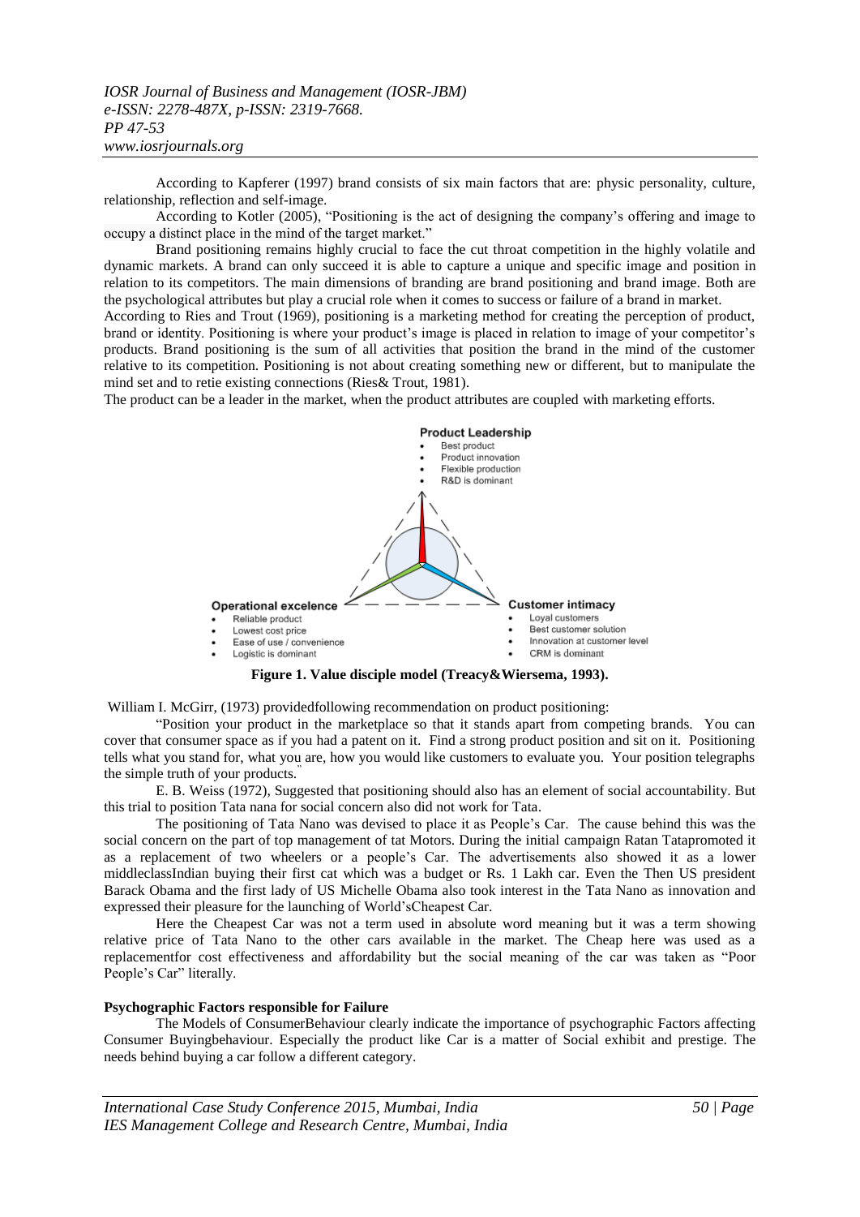According to Kapferer (1997) brand consists of six main factors that are: physic personality, culture, relationship, reflection and self-image.

According to Kotler (2005), "Positioning is the act of designing the company's offering and image to occupy a distinct place in the mind of the target market."

Brand positioning remains highly crucial to face the cut throat competition in the highly volatile and dynamic markets. A brand can only succeed it is able to capture a unique and specific image and position in relation to its competitors. The main dimensions of branding are brand positioning and brand image. Both are the psychological attributes but play a crucial role when it comes to success or failure of a brand in market.

According to Ries and Trout (1969), positioning is a marketing method for creating the perception of product, brand or identity. Positioning is where your product's image is placed in relation to image of your competitor's products. Brand positioning is the sum of all activities that position the brand in the mind of the customer relative to its competition. Positioning is not about creating something new or different, but to manipulate the mind set and to retie existing connections (Ries& Trout, 1981).

The product can be a leader in the market, when the product attributes are coupled with marketing efforts.

**Product Leadership**
- Best product
- Product innovation
- Flexible production
- R&D is dominant

**Operational excelence**
- Reliable product
- Lowest cost price
- Ease of use / convenience
- Logistic is dominant

**Customer intimacy**
- Loyal customers
- Best customer solution
- Innovation at customer level
- CRM is dominant

**Figure 1. Value disciple model (Treacy&Wiersema, 1993).**

William I. McGirr, (1973) providedfollowing recommendation on product positioning:

"Position your product in the marketplace so that it stands apart from competing brands. You can cover that consumer space as if you had a patent on it. Find a strong product position and sit on it. Positioning tells what you stand for, what you are, how you would like customers to evaluate you. Your position telegraphs the simple truth of your products."

E. B. Weiss (1972), Suggested that positioning should also has an element of social accountability. But this trial to position Tata nana for social concern also did not work for Tata.

The positioning of Tata Nano was devised to place it as People's Car. The cause behind this was the social concern on the part of top management of tat Motors. During the initial campaign Ratan Tatapromoted it as a replacement of two wheelers or a people's Car. The advertisements also showed it as a lower middleclassIndian buying their first cat which was a budget or Rs. 1 Lakh car. Even the Then US president Barack Obama and the first lady of US Michelle Obama also took interest in the Tata Nano as innovation and expressed their pleasure for the launching of World'sCheapest Car.

Here the Cheapest Car was not a term used in absolute word meaning but it was a term showing relative price of Tata Nano to the other cars available in the market. The Cheap here was used as a replacementfor cost effectiveness and affordability but the social meaning of the car was taken as "Poor People's Car" literally.

**Psychographic Factors responsible for Failure**

The Models of ConsumerBehaviour clearly indicate the importance of psychographic Factors affecting Consumer Buyingbehaviour. Especially the product like Car is a matter of Social exhibit and prestige. The needs behind buying a car follow a different category.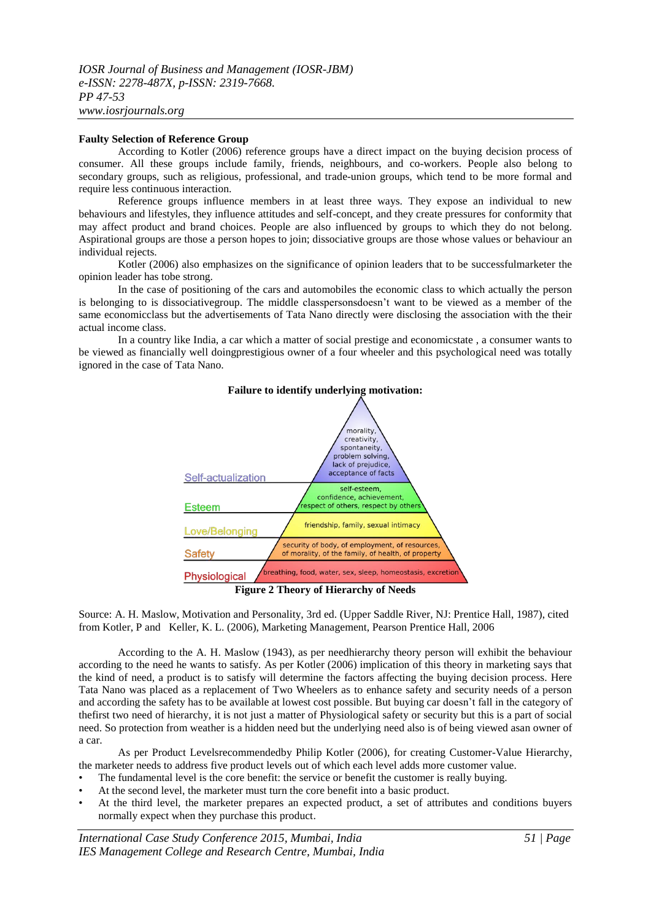**Faulty Selection of Reference Group**

According to Kotler (2006) reference groups have a direct impact on the buying decision process of consumer. All these groups include family, friends, neighbours, and co-workers. People also belong to secondary groups, such as religious, professional, and trade-union groups, which tend to be more formal and require less continuous interaction.

Reference groups influence members in at least three ways. They expose an individual to new behaviours and lifestyles, they influence attitudes and self-concept, and they create pressures for conformity that may affect product and brand choices. People are also influenced by groups to which they do not belong. Aspirational groups are those a person hopes to join; dissociative groups are those whose values or behaviour an individual rejects.

Kotler (2006) also emphasizes on the significance of opinion leaders that to be successfulmarketer the opinion leader has tobe strong.

In the case of positioning of the cars and automobiles the economic class to which actually the person is belonging to is dissociativegroup. The middle classpersonsdoesn't want to be viewed as a member of the same economicclass but the advertisements of Tata Nano directly were disclosing the association with the their actual income class.

In a country like India, a car which a matter of social prestige and economicstate , a consumer wants to be viewed as financially well doingprestigious owner of a four wheeler and this psychological need was totally ignored in the case of Tata Nano.

**Failure to identify underlying motivation:**

| Level | Needs |
|---|---|
| Self-actualization | morality, creativity, spontaneity, problem solving, lack of prejudice, acceptance of facts |
| Esteem | self-esteem, confidence, achievement, respect of others, respect by others |
| Love/Belonging | friendship, family, sexual intimacy |
| Safety | security of body, of employment, of resources, of morality, of the family, of health, of property |
| Physiological | breathing, food, water, sex, sleep, homeostasis, excretion |

**Figure 2 Theory of Hierarchy of Needs**

Source: A. H. Maslow, Motivation and Personality, 3rd ed. (Upper Saddle River, NJ: Prentice Hall, 1987), cited from Kotler, P and Keller, K. L. (2006), Marketing Management, Pearson Prentice Hall, 2006

According to the A. H. Maslow (1943), as per needhierarchy theory person will exhibit the behaviour according to the need he wants to satisfy. As per Kotler (2006) implication of this theory in marketing says that the kind of need, a product is to satisfy will determine the factors affecting the buying decision process. Here Tata Nano was placed as a replacement of Two Wheelers as to enhance safety and security needs of a person and according the safety has to be available at lowest cost possible. But buying car doesn't fall in the category of thefirst two need of hierarchy, it is not just a matter of Physiological safety or security but this is a part of social need. So protection from weather is a hidden need but the underlying need also is of being viewed asan owner of a car.

As per Product Levelsrecommendedby Philip Kotler (2006), for creating Customer-Value Hierarchy, the marketer needs to address five product levels out of which each level adds more customer value.

- The fundamental level is the core benefit: the service or benefit the customer is really buying.
- At the second level, the marketer must turn the core benefit into a basic product.
- At the third level, the marketer prepares an expected product, a set of attributes and conditions buyers normally expect when they purchase this product.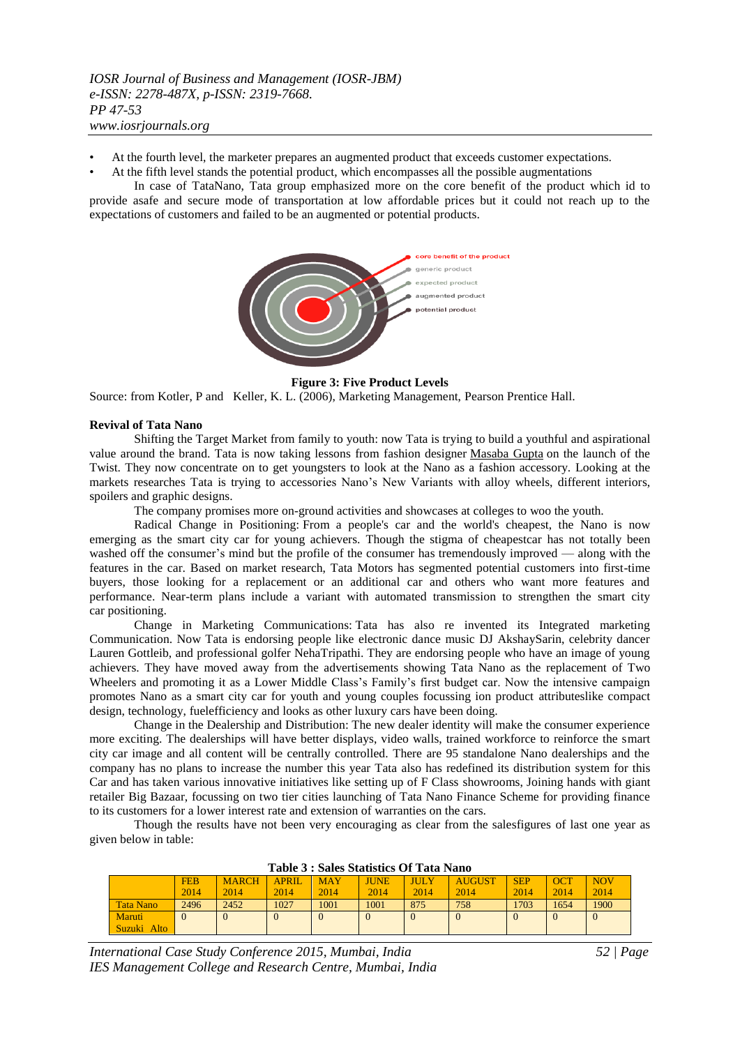- At the fourth level, the marketer prepares an augmented product that exceeds customer expectations.
- At the fifth level stands the potential product, which encompasses all the possible augmentations

In case of TataNano, Tata group emphasized more on the core benefit of the product which id to provide asafe and secure mode of transportation at low affordable prices but it could not reach up to the expectations of customers and failed to be an augmented or potential products.

core benefit of the product
generic product
expected product
augmented product
potential product

**Figure 3: Five Product Levels**

Source: from Kotler, P and Keller, K. L. (2006), Marketing Management, Pearson Prentice Hall.

**Revival of Tata Nano**

Shifting the Target Market from family to youth: now Tata is trying to build a youthful and aspirational value around the brand. Tata is now taking lessons from fashion designer Masaba Gupta on the launch of the Twist. They now concentrate on to get youngsters to look at the Nano as a fashion accessory. Looking at the markets researches Tata is trying to accessories Nano's New Variants with alloy wheels, different interiors, spoilers and graphic designs.

The company promises more on-ground activities and showcases at colleges to woo the youth.

Radical Change in Positioning: From a people's car and the world's cheapest, the Nano is now emerging as the smart city car for young achievers. Though the stigma of cheapestcar has not totally been washed off the consumer's mind but the profile of the consumer has tremendously improved — along with the features in the car. Based on market research, Tata Motors has segmented potential customers into first-time buyers, those looking for a replacement or an additional car and others who want more features and performance. Near-term plans include a variant with automated transmission to strengthen the smart city car positioning.

Change in Marketing Communications: Tata has also re invented its Integrated marketing Communication. Now Tata is endorsing people like electronic dance music DJ AkshaySarin, celebrity dancer Lauren Gottleib, and professional golfer NehaTripathi. They are endorsing people who have an image of young achievers. They have moved away from the advertisements showing Tata Nano as the replacement of Two Wheelers and promoting it as a Lower Middle Class's Family's first budget car. Now the intensive campaign promotes Nano as a smart city car for youth and young couples focussing ion product attributeslike compact design, technology, fuelefficiency and looks as other luxury cars have been doing.

Change in the Dealership and Distribution: The new dealer identity will make the consumer experience more exciting. The dealerships will have better displays, video walls, trained workforce to reinforce the smart city car image and all content will be centrally controlled. There are 95 standalone Nano dealerships and the company has no plans to increase the number this year Tata also has redefined its distribution system for this Car and has taken various innovative initiatives like setting up of F Class showrooms, Joining hands with giant retailer Big Bazaar, focussing on two tier cities launching of Tata Nano Finance Scheme for providing finance to its customers for a lower interest rate and extension of warranties on the cars.

Though the results have not been very encouraging as clear from the salesfigures of last one year as given below in table:

**Table 3 : Sales Statistics Of Tata Nano**

| | FEB 2014 | MARCH 2014 | APRIL 2014 | MAY 2014 | JUNE 2014 | JULY 2014 | AUGUST 2014 | SEP 2014 | OCT 2014 | NOV 2014 |
|---|---|---|---|---|---|---|---|---|---|---|
| Tata Nano | 2496 | 2452 | 1027 | 1001 | 1001 | 875 | 758 | 1703 | 1654 | 1900 |
| Maruti Suzuki Alto | 0 | 0 | 0 | 0 | 0 | 0 | 0 | 0 | 0 | 0 |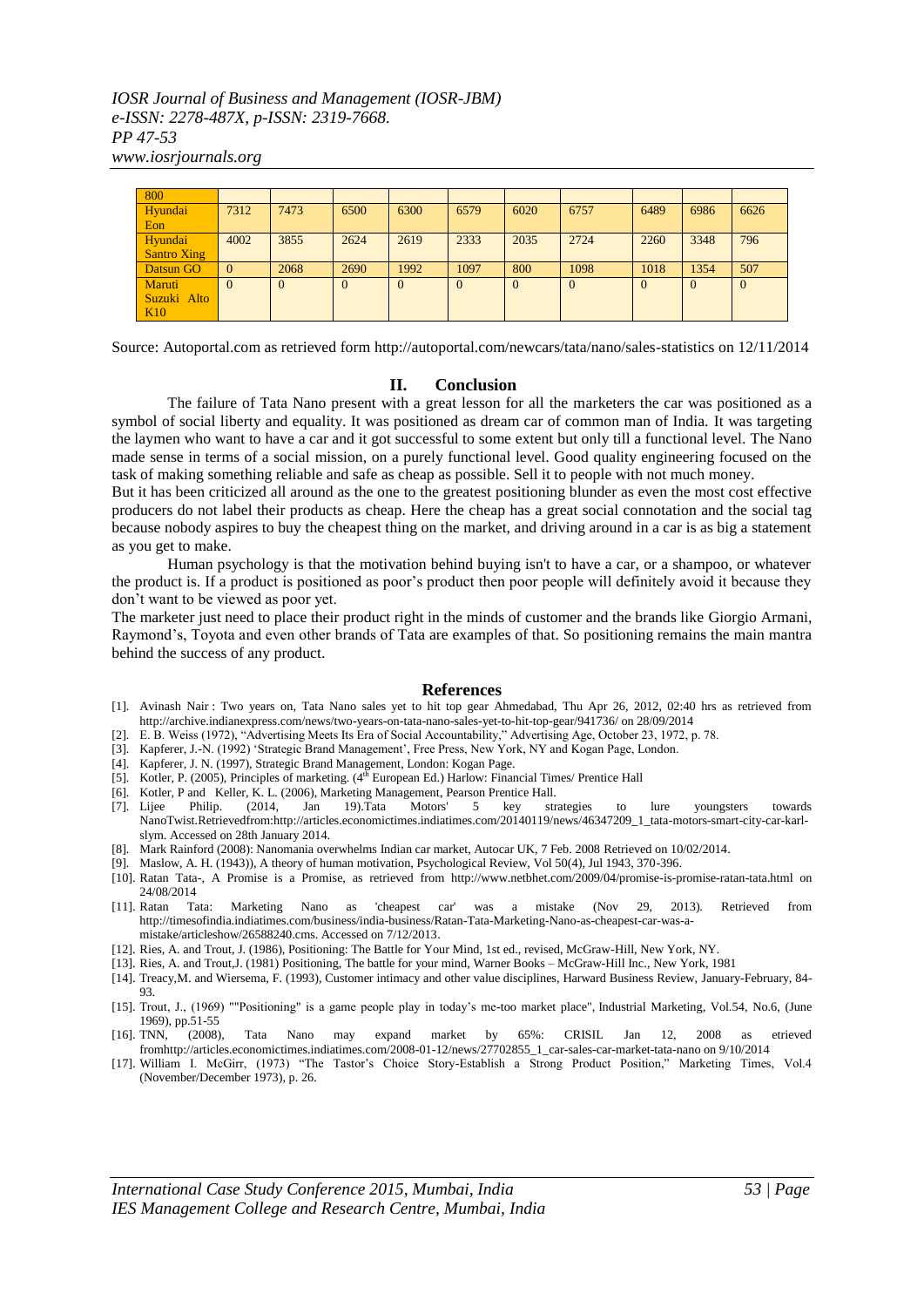| | | | | | | | | | | |
|---|---|---|---|---|---|---|---|---|---|---|
| 800 | | | | | | | | | | |
| Hyundai Eon | 7312 | 7473 | 6500 | 6300 | 6579 | 6020 | 6757 | 6489 | 6986 | 6626 |
| Hyundai Santro Xing | 4002 | 3855 | 2624 | 2619 | 2333 | 2035 | 2724 | 2260 | 3348 | 796 |
| Datsun GO | 0 | 2068 | 2690 | 1992 | 1097 | 800 | 1098 | 1018 | 1354 | 507 |
| Maruti Suzuki Alto K10 | 0 | 0 | 0 | 0 | 0 | 0 | 0 | 0 | 0 | 0 |

Source: Autoportal.com as retrieved form http://autoportal.com/newcars/tata/nano/sales-statistics on 12/11/2014

## II. Conclusion

The failure of Tata Nano present with a great lesson for all the marketers the car was positioned as a symbol of social liberty and equality. It was positioned as dream car of common man of India. It was targeting the laymen who want to have a car and it got successful to some extent but only till a functional level. The Nano made sense in terms of a social mission, on a purely functional level. Good quality engineering focused on the task of making something reliable and safe as cheap as possible. Sell it to people with not much money.

But it has been criticized all around as the one to the greatest positioning blunder as even the most cost effective producers do not label their products as cheap. Here the cheap has a great social connotation and the social tag because nobody aspires to buy the cheapest thing on the market, and driving around in a car is as big a statement as you get to make.

Human psychology is that the motivation behind buying isn't to have a car, or a shampoo, or whatever the product is. If a product is positioned as poor's product then poor people will definitely avoid it because they don't want to be viewed as poor yet.

The marketer just need to place their product right in the minds of customer and the brands like Giorgio Armani, Raymond's, Toyota and even other brands of Tata are examples of that. So positioning remains the main mantra behind the success of any product.

## References

[1]. Avinash Nair : Two years on, Tata Nano sales yet to hit top gear Ahmedabad, Thu Apr 26, 2012, 02:40 hrs as retrieved from http://archive.indianexpress.com/news/two-years-on-tata-nano-sales-yet-to-hit-top-gear/941736/ on 28/09/2014

[2]. E. B. Weiss (1972), "Advertising Meets Its Era of Social Accountability," Advertising Age, October 23, 1972, p. 78.

[3]. Kapferer, J.-N. (1992) 'Strategic Brand Management', Free Press, New York, NY and Kogan Page, London.

[4]. Kapferer, J. N. (1997), Strategic Brand Management, London: Kogan Page.

[5]. Kotler, P. (2005), Principles of marketing. (4th European Ed.) Harlow: Financial Times/ Prentice Hall

[6]. Kotler, P and Keller, K. L. (2006), Marketing Management, Pearson Prentice Hall.

[7]. Lijee Philip. (2014, Jan 19).Tata Motors' 5 key strategies to lure youngsters towards NanoTwist.Retrievedfrom:http://articles.economictimes.indiatimes.com/20140119/news/46347209_1_tata-motors-smart-city-car-karl-slym. Accessed on 28th January 2014.

[8]. Mark Rainford (2008): Nanomania overwhelms Indian car market, Autocar UK, 7 Feb. 2008 Retrieved on 10/02/2014.

[9]. Maslow, A. H. (1943)), A theory of human motivation, Psychological Review, Vol 50(4), Jul 1943, 370-396.

[10]. Ratan Tata-, A Promise is a Promise, as retrieved from http://www.netbhet.com/2009/04/promise-is-promise-ratan-tata.html on 24/08/2014

[11]. Ratan Tata: Marketing Nano as 'cheapest car' was a mistake (Nov 29, 2013). Retrieved from http://timesofindia.indiatimes.com/business/india-business/Ratan-Tata-Marketing-Nano-as-cheapest-car-was-a-mistake/articleshow/26588240.cms. Accessed on 7/12/2013.

[12]. Ries, A. and Trout, J. (1986), Positioning: The Battle for Your Mind, 1st ed., revised, McGraw-Hill, New York, NY.

[13]. Ries, A. and Trout,J. (1981) Positioning, The battle for your mind, Warner Books – McGraw-Hill Inc., New York, 1981

[14]. Treacy,M. and Wiersema, F. (1993), Customer intimacy and other value disciplines, Harward Business Review, January-February, 84-93.

[15]. Trout, J., (1969) ""Positioning" is a game people play in today's me-too market place", Industrial Marketing, Vol.54, No.6, (June 1969), pp.51-55

[16]. TNN, (2008), Tata Nano may expand market by 65%: CRISIL Jan 12, 2008 as etrieved fromhttp://articles.economictimes.indiatimes.com/2008-01-12/news/27702855_1_car-sales-car-market-tata-nano on 9/10/2014

[17]. William I. McGirr, (1973) "The Tastor's Choice Story-Establish a Strong Product Position," Marketing Times, Vol.4 (November/December 1973), p. 26.